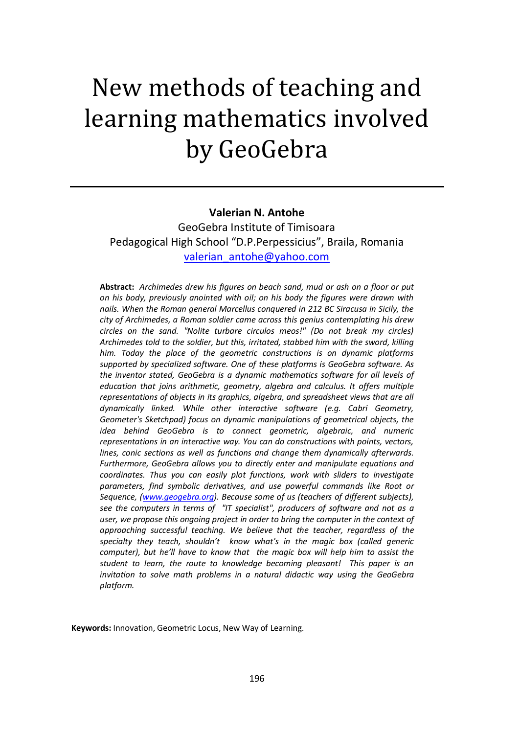# New methods of teaching and learning mathematics involved by GeoGebra

**Valerian N. Antohe**

GeoGebra Institute of Timisoara

Pedagogical High School "D.P.Perpessicius", Braila, Romania

valerian_antohe@yahoo.com

**Abstract:** *Archimedes drew his figures on beach sand, mud or ash on a floor or put on his body, previously anointed with oil; on his body the figures were drawn with nails. When the Roman general Marcellus conquered in 212 BC Siracusa in Sicily, the city of Archimedes, a Roman soldier came across this genius contemplating his drew circles on the sand. "Nolite turbare circulos meos!" (Do not break my circles) Archimedes told to the soldier, but this, irritated, stabbed him with the sword, killing him. Today the place of the geometric constructions is on dynamic platforms supported by specialized software. One of these platforms is GeoGebra software. As the inventor stated, GeoGebra is a dynamic mathematics software for all levels of education that joins arithmetic, geometry, algebra and calculus. It offers multiple representations of objects in its graphics, algebra, and spreadsheet views that are all dynamically linked. While other interactive software (e.g. Cabri Geometry, Geometer's Sketchpad) focus on dynamic manipulations of geometrical objects, the idea behind GeoGebra is to connect geometric, algebraic, and numeric representations in an interactive way. You can do constructions with points, vectors, lines, conic sections as well as functions and change them dynamically afterwards. Furthermore, GeoGebra allows you to directly enter and manipulate equations and coordinates. Thus you can easily plot functions, work with sliders to investigate parameters, find symbolic derivatives, and use powerful commands like Root or Sequence, (www.geogebra.org). Because some of us (teachers of different subjects), see the computers in terms of "IT specialist", producers of software and not as a user, we propose this ongoing project in order to bring the computer in the context of approaching successful teaching. We believe that the teacher, regardless of the specialty they teach, shouldn't know what's in the magic box (called generic computer), but he'll have to know that the magic box will help him to assist the student to learn, the route to knowledge becoming pleasant! This paper is an invitation to solve math problems in a natural didactic way using the GeoGebra platform.*

**Keywords:** Innovation, Geometric Locus, New Way of Learning.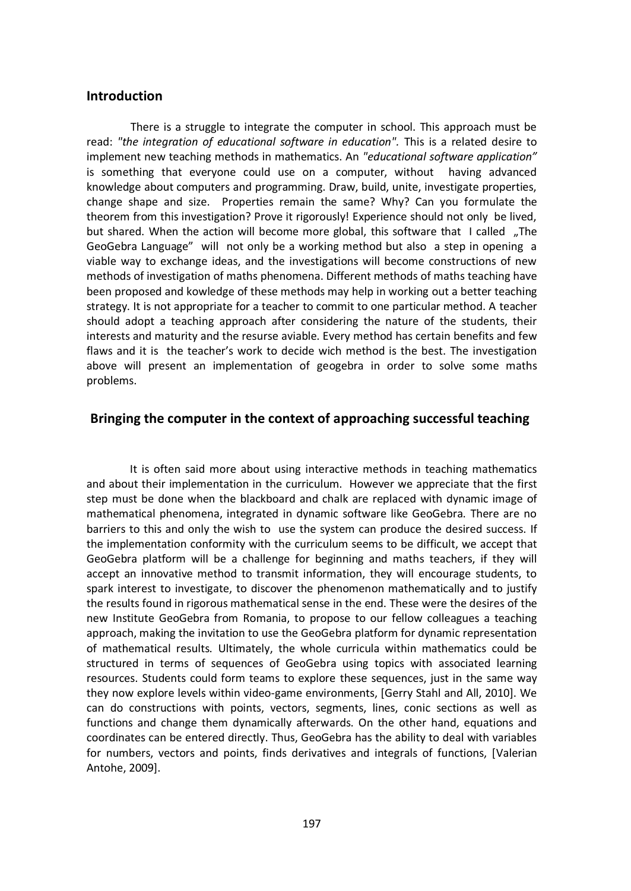## Introduction

There is a struggle to integrate the computer in school. This approach must be read: *"the integration of educational software in education"*. This is a related desire to implement new teaching methods in mathematics. An *"educational software application"* is something that everyone could use on a computer, without having advanced knowledge about computers and programming. Draw, build, unite, investigate properties, change shape and size. Properties remain the same? Why? Can you formulate the theorem from this investigation? Prove it rigorously! Experience should not only be lived, but shared. When the action will become more global, this software that I called „The GeoGebra Language" will not only be a working method but also a step in opening a viable way to exchange ideas, and the investigations will become constructions of new methods of investigation of maths phenomena. Different methods of maths teaching have been proposed and kowledge of these methods may help in working out a better teaching strategy. It is not appropriate for a teacher to commit to one particular method. A teacher should adopt a teaching approach after considering the nature of the students, their interests and maturity and the resurse aviable. Every method has certain benefits and few flaws and it is the teacher's work to decide wich method is the best. The investigation above will present an implementation of geogebra in order to solve some maths problems.

## Bringing the computer in the context of approaching successful teaching

It is often said more about using interactive methods in teaching mathematics and about their implementation in the curriculum. However we appreciate that the first step must be done when the blackboard and chalk are replaced with dynamic image of mathematical phenomena, integrated in dynamic software like GeoGebra. There are no barriers to this and only the wish to use the system can produce the desired success. If the implementation conformity with the curriculum seems to be difficult, we accept that GeoGebra platform will be a challenge for beginning and maths teachers, if they will accept an innovative method to transmit information, they will encourage students, to spark interest to investigate, to discover the phenomenon mathematically and to justify the results found in rigorous mathematical sense in the end. These were the desires of the new Institute GeoGebra from Romania, to propose to our fellow colleagues a teaching approach, making the invitation to use the GeoGebra platform for dynamic representation of mathematical results. Ultimately, the whole curricula within mathematics could be structured in terms of sequences of GeoGebra using topics with associated learning resources. Students could form teams to explore these sequences, just in the same way they now explore levels within video-game environments, [Gerry Stahl and All, 2010]. We can do constructions with points, vectors, segments, lines, conic sections as well as functions and change them dynamically afterwards. On the other hand, equations and coordinates can be entered directly. Thus, GeoGebra has the ability to deal with variables for numbers, vectors and points, finds derivatives and integrals of functions, [Valerian Antohe, 2009].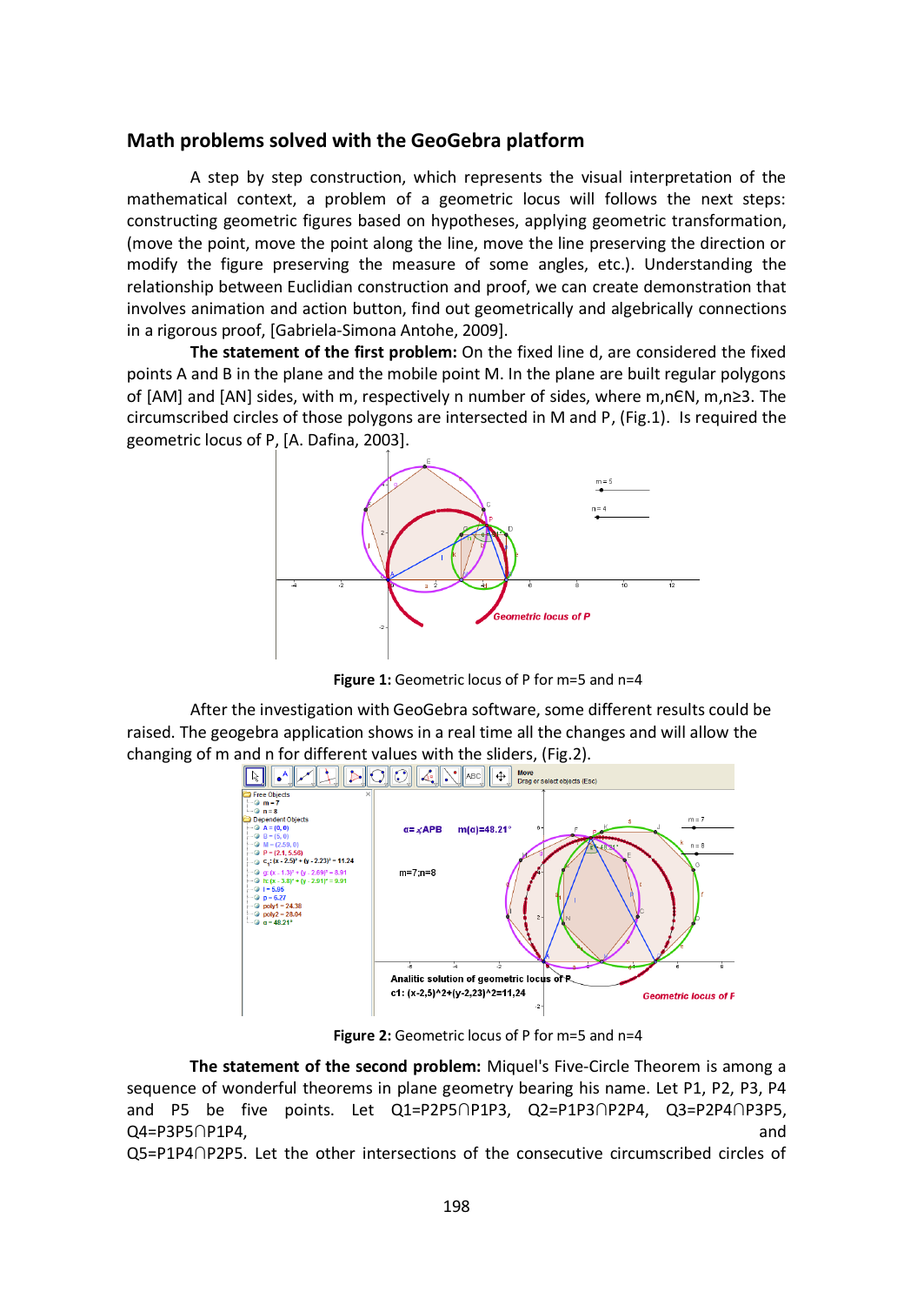## Math problems solved with the GeoGebra platform

A step by step construction, which represents the visual interpretation of the mathematical context, a problem of a geometric locus will follows the next steps: constructing geometric figures based on hypotheses, applying geometric transformation, (move the point, move the point along the line, move the line preserving the direction or modify the figure preserving the measure of some angles, etc.). Understanding the relationship between Euclidian construction and proof, we can create demonstration that involves animation and action button, find out geometrically and algebrically connections in a rigorous proof, [Gabriela-Simona Antohe, 2009].

**The statement of the first problem:** On the fixed line d, are considered the fixed points A and B in the plane and the mobile point M. In the plane are built regular polygons of [AM] and [AN] sides, with m, respectively n number of sides, where m,n∈N, m,n≥3. The circumscribed circles of those polygons are intersected in M and P, (Fig.1). Is required the geometric locus of P, [A. Dafina, 2003].

**Figure 1:** Geometric locus of P for m=5 and n=4

After the investigation with GeoGebra software, some different results could be raised. The geogebra application shows in a real time all the changes and will allow the changing of m and n for different values with the sliders, (Fig.2).

**Figure 2:** Geometric locus of P for m=5 and n=4

**The statement of the second problem:** Miquel's Five-Circle Theorem is among a sequence of wonderful theorems in plane geometry bearing his name. Let P1, P2, P3, P4 and P5 be five points. Let Q1=P2P5∩P1P3, Q2=P1P3∩P2P4, Q3=P2P4∩P3P5, Q4=P3P5∩P1P4, and Q5=P1P4∩P2P5. Let the other intersections of the consecutive circumscribed circles of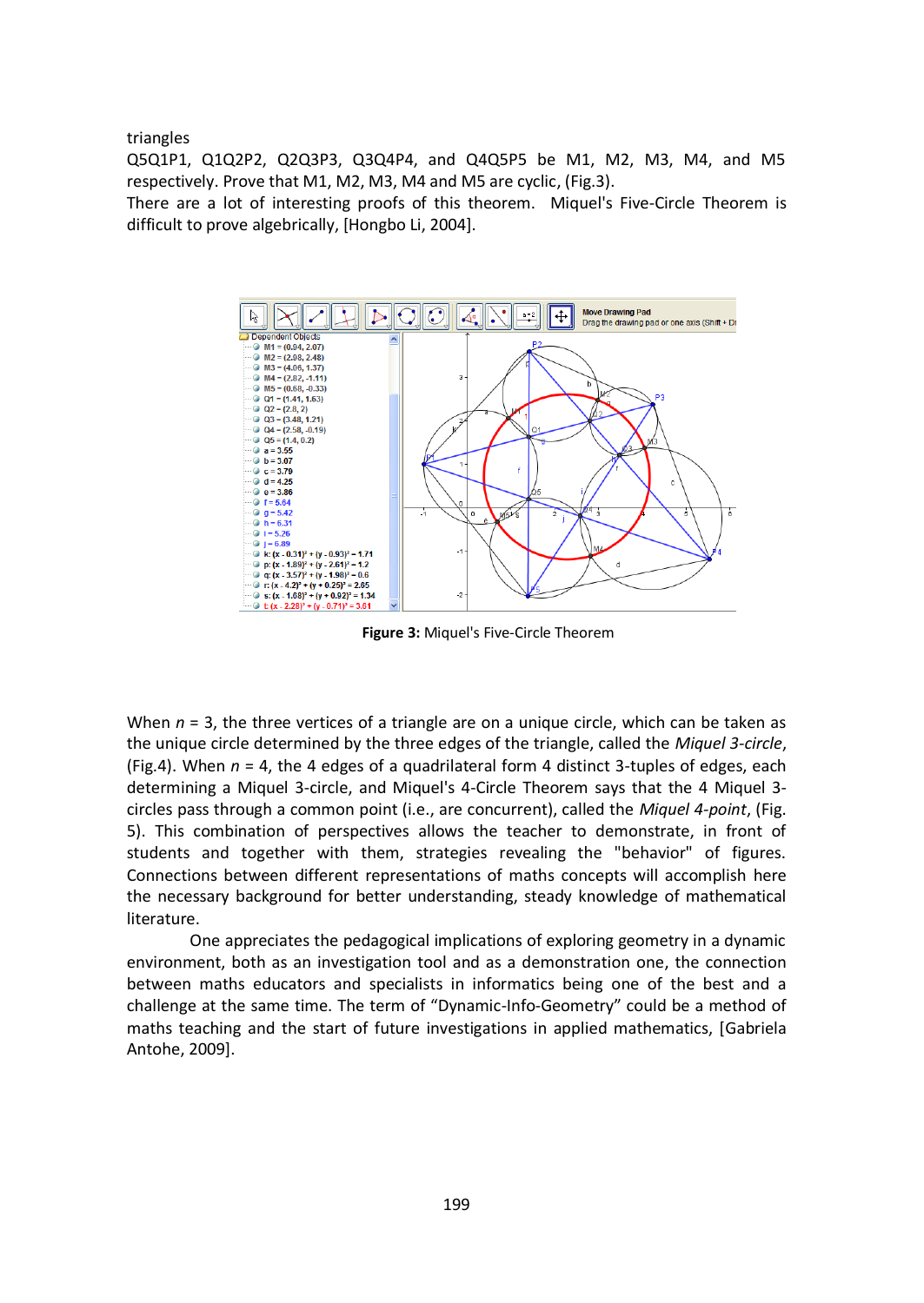triangles Q5Q1P1, Q1Q2P2, Q2Q3P3, Q3Q4P4, and Q4Q5P5 be M1, M2, M3, M4, and M5 respectively. Prove that M1, M2, M3, M4 and M5 are cyclic, (Fig.3).

There are a lot of interesting proofs of this theorem. Miquel's Five-Circle Theorem is difficult to prove algebrically, [Hongbo Li, 2004].

**Figure 3:** Miquel's Five-Circle Theorem

When $n = 3$, the three vertices of a triangle are on a unique circle, which can be taken as the unique circle determined by the three edges of the triangle, called the *Miquel 3-circle*, (Fig.4). When $n = 4$, the 4 edges of a quadrilateral form 4 distinct 3-tuples of edges, each determining a Miquel 3-circle, and Miquel's 4-Circle Theorem says that the 4 Miquel 3-circles pass through a common point (i.e., are concurrent), called the *Miquel 4-point*, (Fig. 5). This combination of perspectives allows the teacher to demonstrate, in front of students and together with them, strategies revealing the "behavior" of figures. Connections between different representations of maths concepts will accomplish here the necessary background for better understanding, steady knowledge of mathematical literature.

One appreciates the pedagogical implications of exploring geometry in a dynamic environment, both as an investigation tool and as a demonstration one, the connection between maths educators and specialists in informatics being one of the best and a challenge at the same time. The term of "Dynamic-Info-Geometry" could be a method of maths teaching and the start of future investigations in applied mathematics, [Gabriela Antohe, 2009].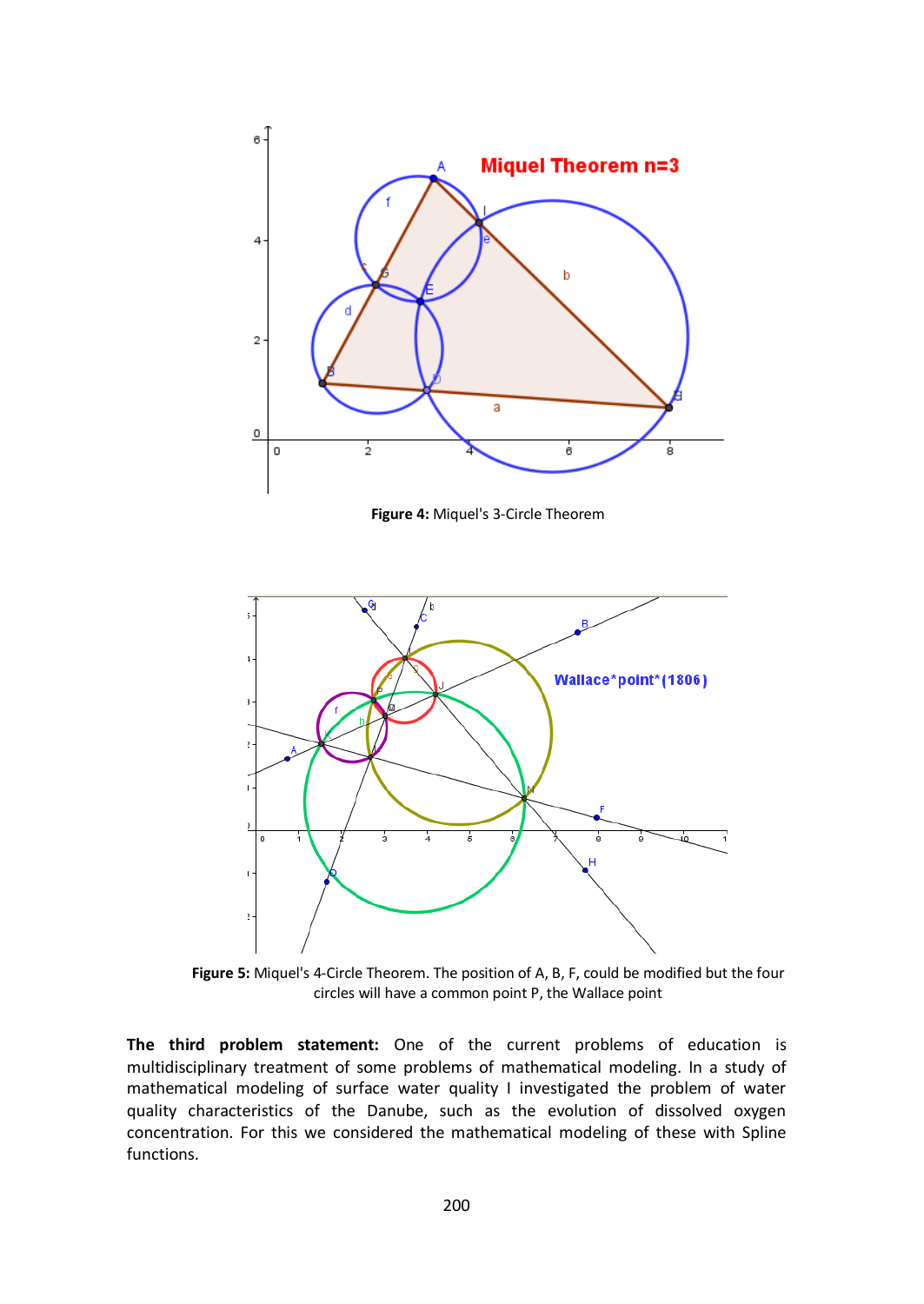**Figure 4:** Miquel's 3-Circle Theorem

**Figure 5:** Miquel's 4-Circle Theorem. The position of A, B, F, could be modified but the four circles will have a common point P, the Wallace point

**The third problem statement:** One of the current problems of education is multidisciplinary treatment of some problems of mathematical modeling. In a study of mathematical modeling of surface water quality I investigated the problem of water quality characteristics of the Danube, such as the evolution of dissolved oxygen concentration. For this we considered the mathematical modeling of these with Spline functions.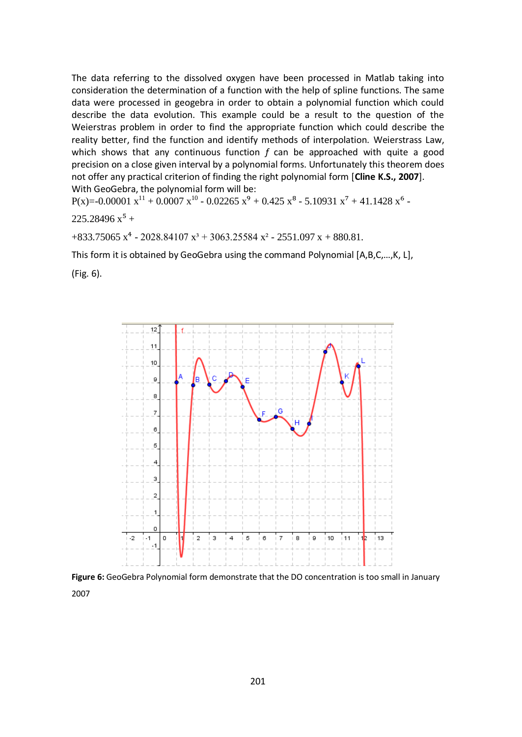The data referring to the dissolved oxygen have been processed in Matlab taking into consideration the determination of a function with the help of spline functions. The same data were processed in geogebra in order to obtain a polynomial function which could describe the data evolution. This example could be a result to the question of the Weierstras problem in order to find the appropriate function which could describe the reality better, find the function and identify methods of interpolation. Weierstrass Law, which shows that any continuous function $f$ can be approached with quite a good precision on a close given interval by a polynomial forms. Unfortunately this theorem does not offer any practical criterion of finding the right polynomial form [**Cline K.S., 2007**].

With GeoGebra, the polynomial form will be:

$P(x)=-0.00001\, x^{11} + 0.0007\, x^{10} - 0.02265\, x^{9} + 0.425\, x^{8} - 5.10931\, x^{7} + 41.1428\, x^{6} - 225.28496\, x^{5} +$

$+833.75065\, x^{4} - 2028.84107\, x^{3} + 3063.25584\, x^{2} - 2551.097\, x + 880.81.$

This form it is obtained by GeoGebra using the command Polynomial [A,B,C,…,K, L],

(Fig. 6).

**Figure 6:** GeoGebra Polynomial form demonstrate that the DO concentration is too small in January 2007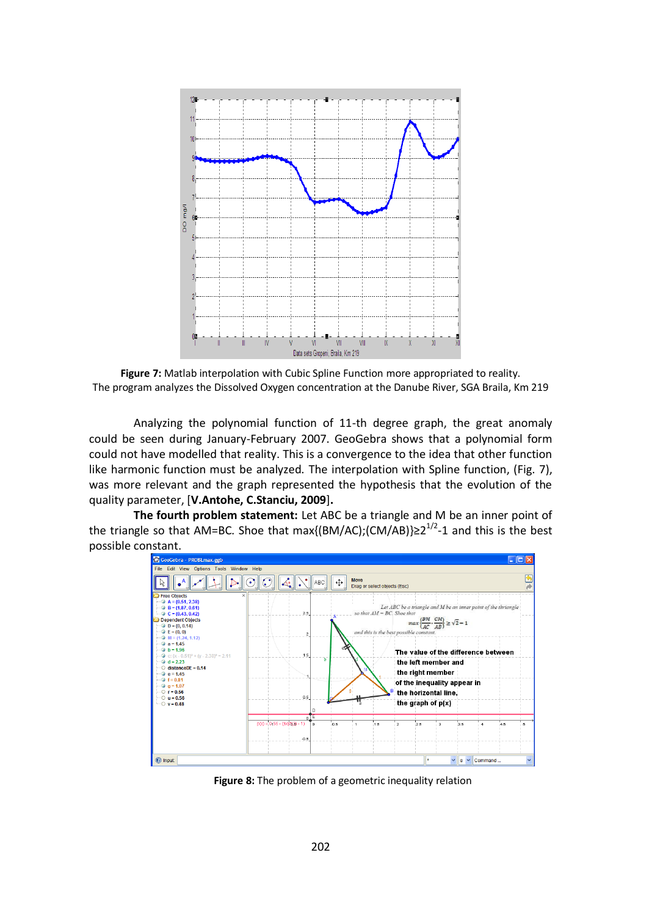**Figure 7:** Matlab interpolation with Cubic Spline Function more appropriated to reality. The program analyzes the Dissolved Oxygen concentration at the Danube River, SGA Braila, Km 219

Analyzing the polynomial function of 11-th degree graph, the great anomaly could be seen during January-February 2007. GeoGebra shows that a polynomial form could not have modelled that reality. This is a convergence to the idea that other function like harmonic function must be analyzed. The interpolation with Spline function, (Fig. 7), was more relevant and the graph represented the hypothesis that the evolution of the quality parameter, [**V.Antohe, C.Stanciu, 2009**].

**The fourth problem statement:** Let ABC be a triangle and M be an inner point of the triangle so that AM=BC. Shoe that $\max\{(BM/AC);(CM/AB)\} \geq 2^{1/2}-1$ and this is the best possible constant.

**Figure 8:** The problem of a geometric inequality relation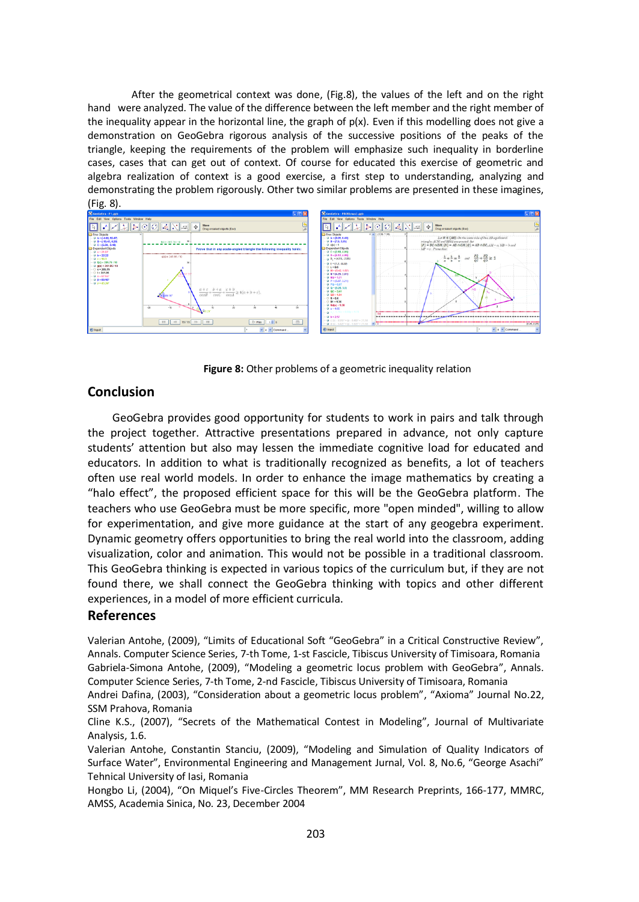After the geometrical context was done, (Fig.8), the values of the left and on the right hand were analyzed. The value of the difference between the left member and the right member of the inequality appear in the horizontal line, the graph of p(x). Even if this modelling does not give a demonstration on GeoGebra rigorous analysis of the successive positions of the peaks of the triangle, keeping the requirements of the problem will emphasize such inequality in borderline cases, cases that can get out of context. Of course for educated this exercise of geometric and algebra realization of context is a good exercise, a first step to understanding, analyzing and demonstrating the problem rigorously. Other two similar problems are presented in these imagines, (Fig. 8).

**Figure 8:** Other problems of a geometric inequality relation

## Conclusion

GeoGebra provides good opportunity for students to work in pairs and talk through the project together. Attractive presentations prepared in advance, not only capture students' attention but also may lessen the immediate cognitive load for educated and educators. In addition to what is traditionally recognized as benefits, a lot of teachers often use real world models. In order to enhance the image mathematics by creating a "halo effect", the proposed efficient space for this will be the GeoGebra platform. The teachers who use GeoGebra must be more specific, more "open minded", willing to allow for experimentation, and give more guidance at the start of any geogebra experiment. Dynamic geometry offers opportunities to bring the real world into the classroom, adding visualization, color and animation. This would not be possible in a traditional classroom. This GeoGebra thinking is expected in various topics of the curriculum but, if they are not found there, we shall connect the GeoGebra thinking with topics and other different experiences, in a model of more efficient curricula.

## References

Valerian Antohe, (2009), "Limits of Educational Soft "GeoGebra" in a Critical Constructive Review", Annals. Computer Science Series, 7-th Tome, 1-st Fascicle, Tibiscus University of Timisoara, Romania

Gabriela-Simona Antohe, (2009), "Modeling a geometric locus problem with GeoGebra", Annals. Computer Science Series, 7-th Tome, 2-nd Fascicle, Tibiscus University of Timisoara, Romania

Andrei Dafina, (2003), "Consideration about a geometric locus problem", "Axioma" Journal No.22, SSM Prahova, Romania

Cline K.S., (2007), "Secrets of the Mathematical Contest in Modeling", Journal of Multivariate Analysis, 1.6.

Valerian Antohe, Constantin Stanciu, (2009), "Modeling and Simulation of Quality Indicators of Surface Water", Environmental Engineering and Management Jurnal, Vol. 8, No.6, "George Asachi" Tehnical University of Iasi, Romania

Hongbo Li, (2004), "On Miquel's Five-Circles Theorem", MM Research Preprints, 166-177, MMRC, AMSS, Academia Sinica, No. 23, December 2004